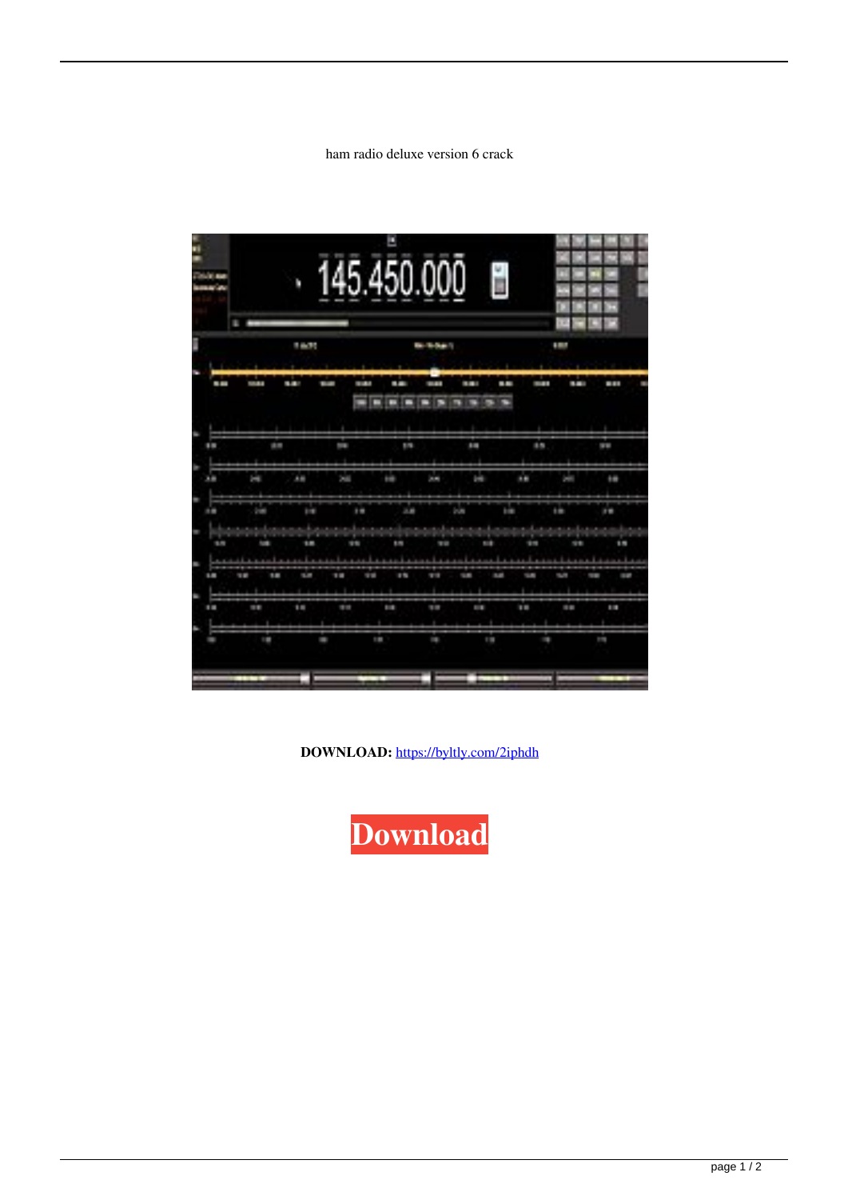ham radio deluxe version 6 crack

**DOWNLOAD:** https://byltly.com/2iphdh

**Download**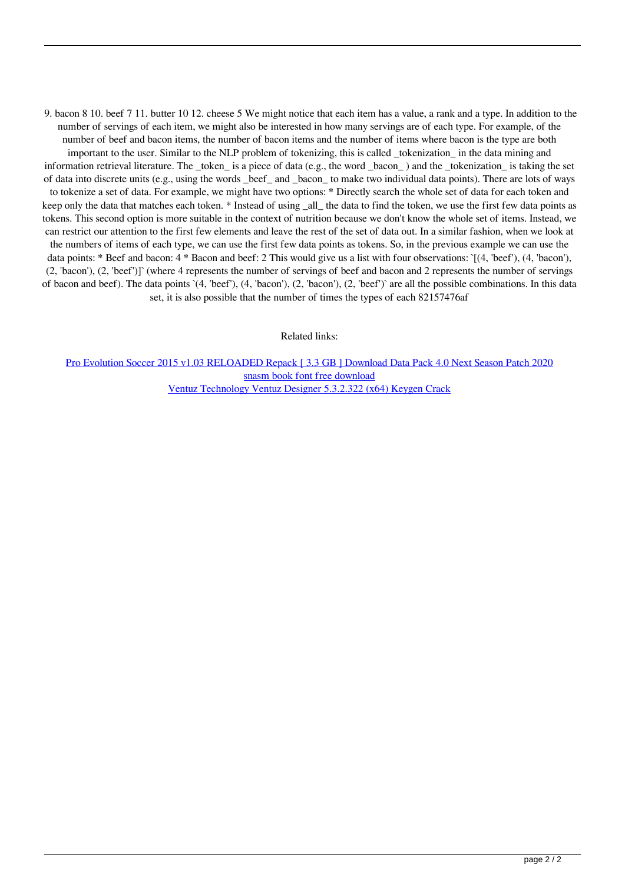9. bacon 8 10. beef 7 11. butter 10 12. cheese 5 We might notice that each item has a value, a rank and a type. In addition to the number of servings of each item, we might also be interested in how many servings are of each type. For example, of the number of beef and bacon items, the number of bacon items and the number of items where bacon is the type are both important to the user. Similar to the NLP problem of tokenizing, this is called _tokenization_ in the data mining and information retrieval literature. The _token_ is a piece of data (e.g., the word _bacon_ ) and the _tokenization_ is taking the set of data into discrete units (e.g., using the words _beef_ and _bacon_ to make two individual data points). There are lots of ways to tokenize a set of data. For example, we might have two options: * Directly search the whole set of data for each token and keep only the data that matches each token. * Instead of using _all_ the data to find the token, we use the first few data points as tokens. This second option is more suitable in the context of nutrition because we don't know the whole set of items. Instead, we can restrict our attention to the first few elements and leave the rest of the set of data out. In a similar fashion, when we look at the numbers of items of each type, we can use the first few data points as tokens. So, in the previous example we can use the data points: * Beef and bacon: 4 * Bacon and beef: 2 This would give us a list with four observations: `[(4, 'beef'), (4, 'bacon'), (2, 'bacon'), (2, 'beef')]` (where 4 represents the number of servings of beef and bacon and 2 represents the number of servings of bacon and beef). The data points `(4, 'beef'), (4, 'bacon'), (2, 'bacon'), (2, 'beef')` are all the possible combinations. In this data set, it is also possible that the number of times the types of each 82157476af

Related links:

Pro Evolution Soccer 2015 v1.03 RELOADED Repack [ 3.3 GB ] Download Data Pack 4.0 Next Season Patch 2020
snasm book font free download
Ventuz Technology Ventuz Designer 5.3.2.322 (x64) Keygen Crack